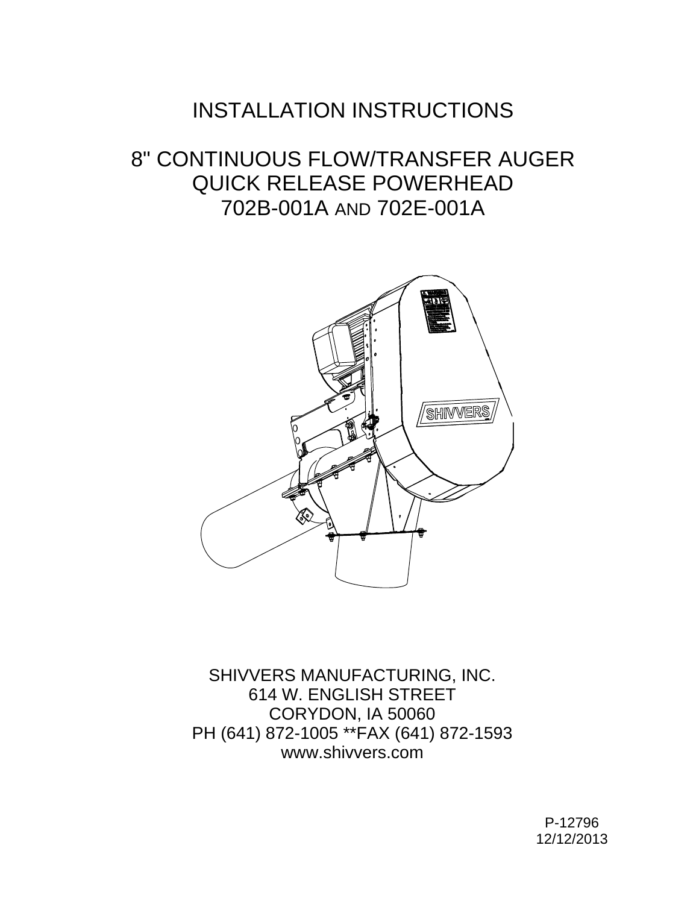# INSTALLATION INSTRUCTIONS

## 8" CONTINUOUS FLOW/TRANSFER AUGER QUICK RELEASE POWERHEAD 702B-001A AND 702E-001A

SHIVVERS MANUFACTURING, INC.
614 W. ENGLISH STREET
CORYDON, IA 50060
PH (641) 872-1005 **FAX (641) 872-1593
www.shivvers.com

P-12796
12/12/2013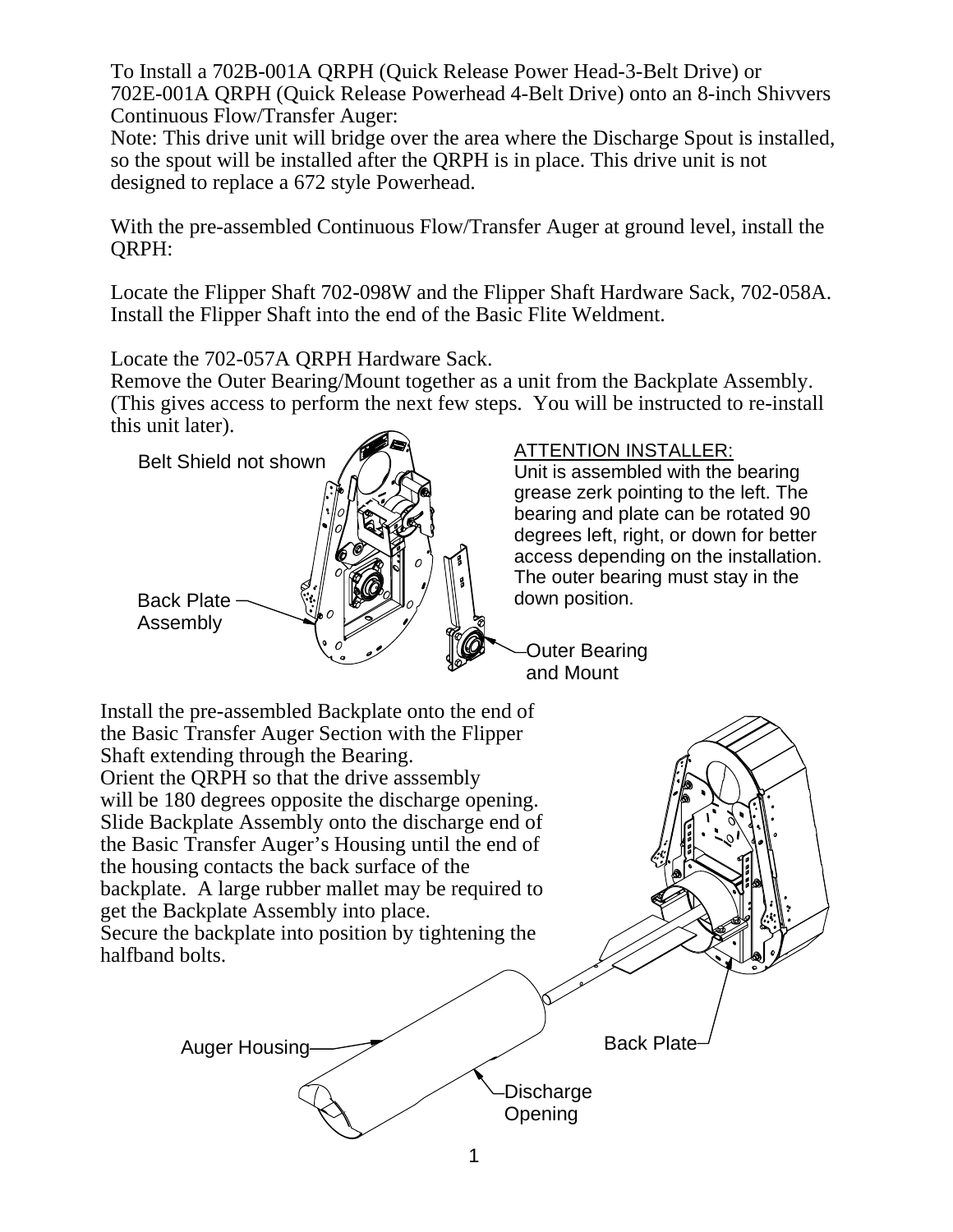To Install a 702B-001A QRPH (Quick Release Power Head-3-Belt Drive) or 702E-001A QRPH (Quick Release Powerhead 4-Belt Drive) onto an 8-inch Shivvers Continuous Flow/Transfer Auger:

Note: This drive unit will bridge over the area where the Discharge Spout is installed, so the spout will be installed after the QRPH is in place. This drive unit is not designed to replace a 672 style Powerhead.

With the pre-assembled Continuous Flow/Transfer Auger at ground level, install the QRPH:

Locate the Flipper Shaft 702-098W and the Flipper Shaft Hardware Sack, 702-058A. Install the Flipper Shaft into the end of the Basic Flite Weldment.

Locate the 702-057A QRPH Hardware Sack.

Remove the Outer Bearing/Mount together as a unit from the Backplate Assembly. (This gives access to perform the next few steps. You will be instructed to re-install this unit later).

Belt Shield not shown

Back Plate Assembly

Outer Bearing and Mount

ATTENTION INSTALLER:
Unit is assembled with the bearing grease zerk pointing to the left. The bearing and plate can be rotated 90 degrees left, right, or down for better access depending on the installation. The outer bearing must stay in the down position.

Install the pre-assembled Backplate onto the end of the Basic Transfer Auger Section with the Flipper Shaft extending through the Bearing.
Orient the QRPH so that the drive asssembly will be 180 degrees opposite the discharge opening.
Slide Backplate Assembly onto the discharge end of the Basic Transfer Auger's Housing until the end of the housing contacts the back surface of the backplate. A large rubber mallet may be required to get the Backplate Assembly into place.
Secure the backplate into position by tightening the halfband bolts.

Auger Housing

Back Plate

Discharge Opening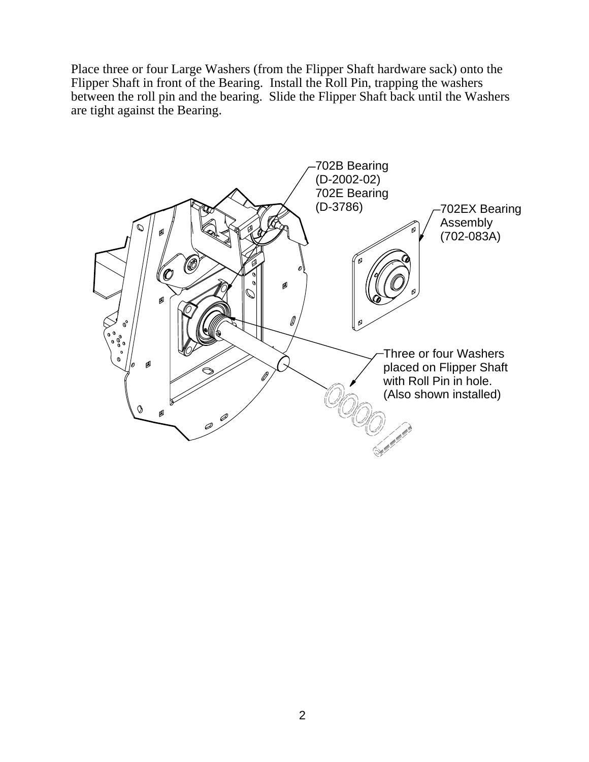Place three or four Large Washers (from the Flipper Shaft hardware sack) onto the Flipper Shaft in front of the Bearing. Install the Roll Pin, trapping the washers between the roll pin and the bearing. Slide the Flipper Shaft back until the Washers are tight against the Bearing.

702B Bearing
(D-2002-02)
702E Bearing
(D-3786)

702EX Bearing
Assembly
(702-083A)

Three or four Washers
placed on Flipper Shaft
with Roll Pin in hole.
(Also shown installed)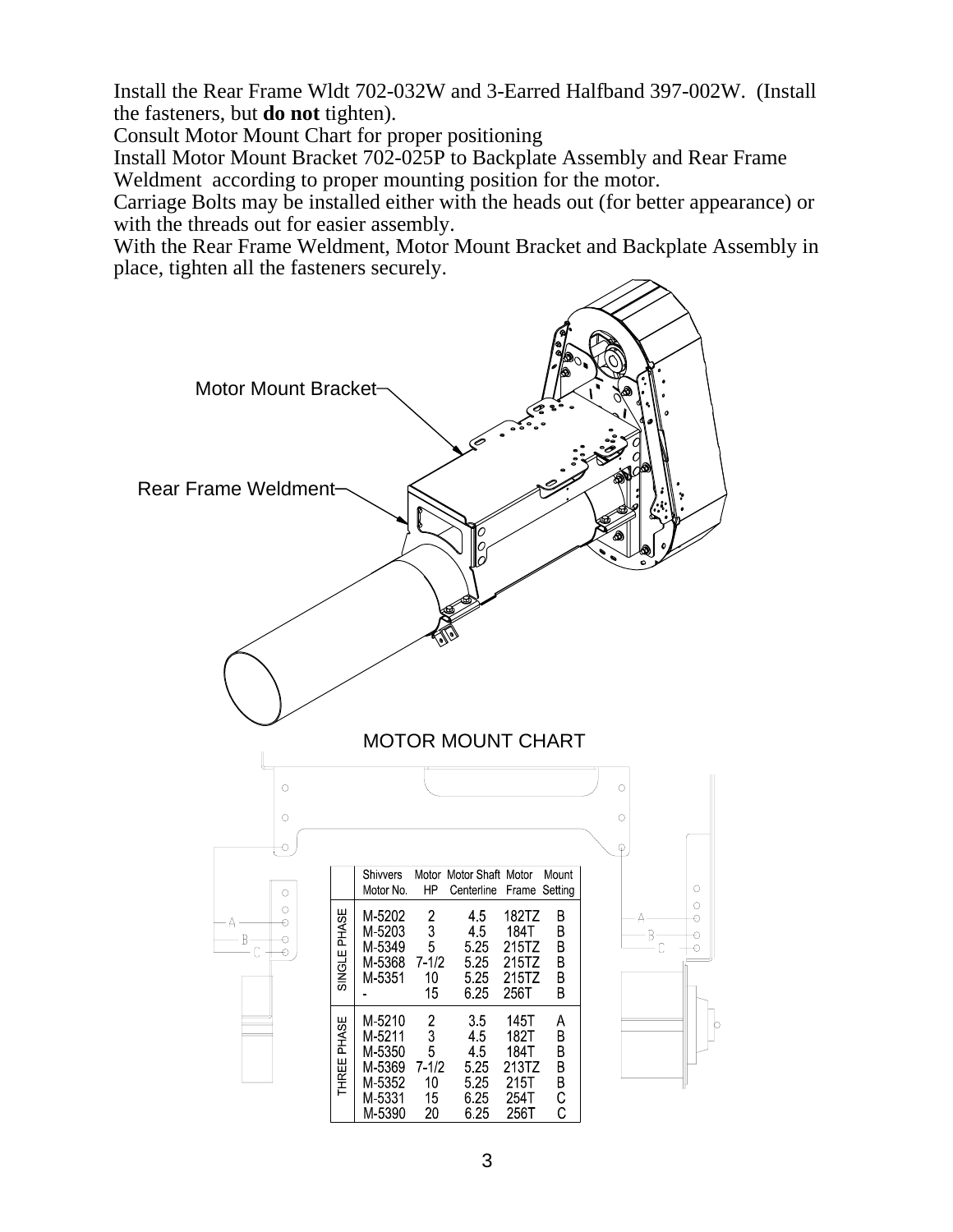Install the Rear Frame Wldt 702-032W and 3-Earred Halfband 397-002W. (Install the fasteners, but **do not** tighten).
Consult Motor Mount Chart for proper positioning
Install Motor Mount Bracket 702-025P to Backplate Assembly and Rear Frame Weldment according to proper mounting position for the motor.
Carriage Bolts may be installed either with the heads out (for better appearance) or with the threads out for easier assembly.
With the Rear Frame Weldment, Motor Mount Bracket and Backplate Assembly in place, tighten all the fasteners securely.

Motor Mount Bracket

Rear Frame Weldment

MOTOR MOUNT CHART

| | Shivvers Motor No. | Motor HP | Motor Shaft Centerline | Motor Frame | Mount Setting |
|---|---|---|---|---|---|
| SINGLE PHASE | M-5202 | 2 | 4.5 | 182TZ | B |
| | M-5203 | 3 | 4.5 | 184T | B |
| | M-5349 | 5 | 5.25 | 215TZ | B |
| | M-5368 | 7-1/2 | 5.25 | 215TZ | B |
| | M-5351 | 10 | 5.25 | 215TZ | B |
| | - | 15 | 6.25 | 256T | B |
| THREE PHASE | M-5210 | 2 | 3.5 | 145T | A |
| | M-5211 | 3 | 4.5 | 182T | B |
| | M-5350 | 5 | 4.5 | 184T | B |
| | M-5369 | 7-1/2 | 5.25 | 213TZ | B |
| | M-5352 | 10 | 5.25 | 215T | B |
| | M-5331 | 15 | 6.25 | 254T | C |
| | M-5390 | 20 | 6.25 | 256T | C |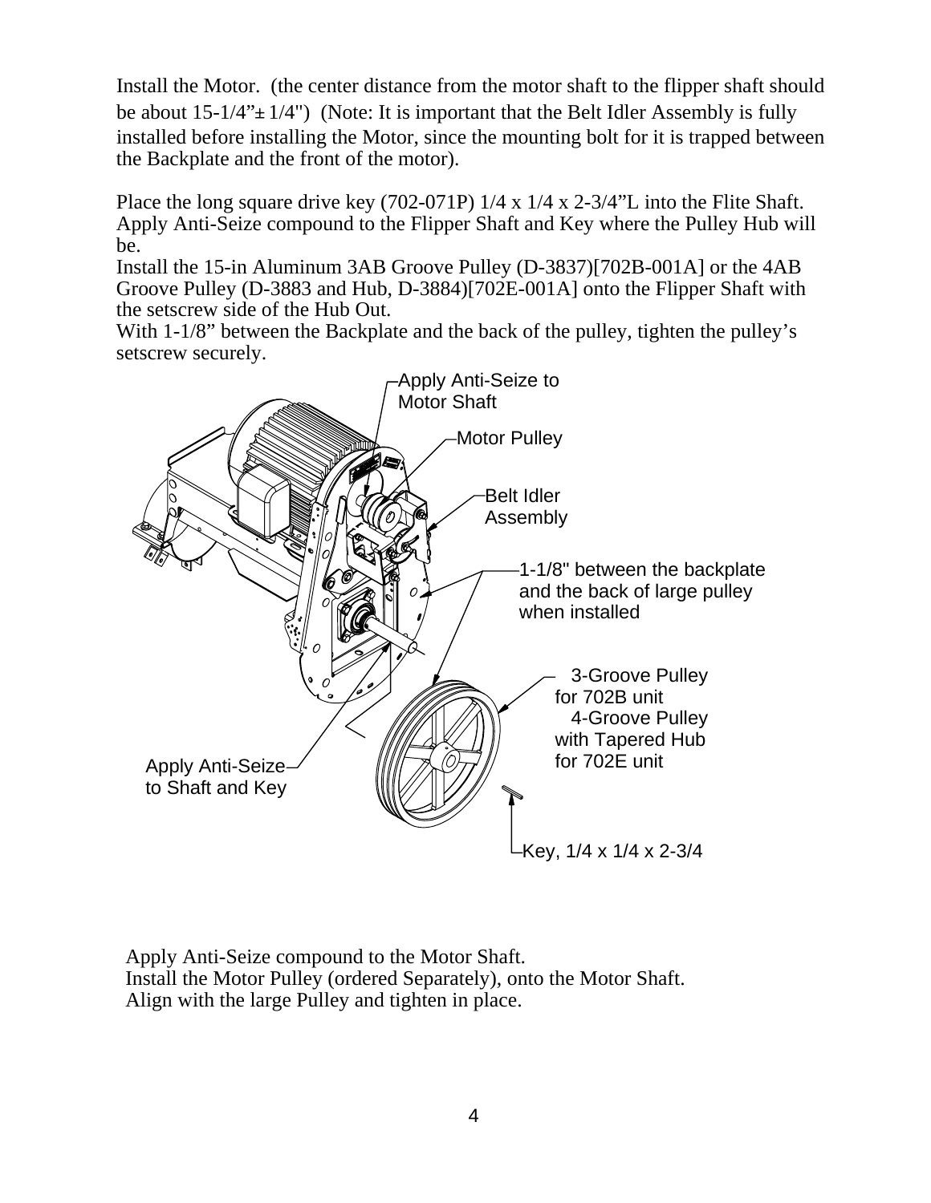Install the Motor. (the center distance from the motor shaft to the flipper shaft should be about 15-1/4”± 1/4") (Note: It is important that the Belt Idler Assembly is fully installed before installing the Motor, since the mounting bolt for it is trapped between the Backplate and the front of the motor).

Place the long square drive key (702-071P) 1/4 x 1/4 x 2-3/4”L into the Flite Shaft.
Apply Anti-Seize compound to the Flipper Shaft and Key where the Pulley Hub will be.
Install the 15-in Aluminum 3AB Groove Pulley (D-3837)[702B-001A] or the 4AB Groove Pulley (D-3883 and Hub, D-3884)[702E-001A] onto the Flipper Shaft with the setscrew side of the Hub Out.
With 1-1/8” between the Backplate and the back of the pulley, tighten the pulley’s setscrew securely.

Apply Anti-Seize to Motor Shaft

Motor Pulley

Belt Idler Assembly

1-1/8" between the backplate and the back of large pulley when installed

3-Groove Pulley for 702B unit
4-Groove Pulley with Tapered Hub for 702E unit

Apply Anti-Seize to Shaft and Key

Key, 1/4 x 1/4 x 2-3/4

Apply Anti-Seize compound to the Motor Shaft.
Install the Motor Pulley (ordered Separately), onto the Motor Shaft.
Align with the large Pulley and tighten in place.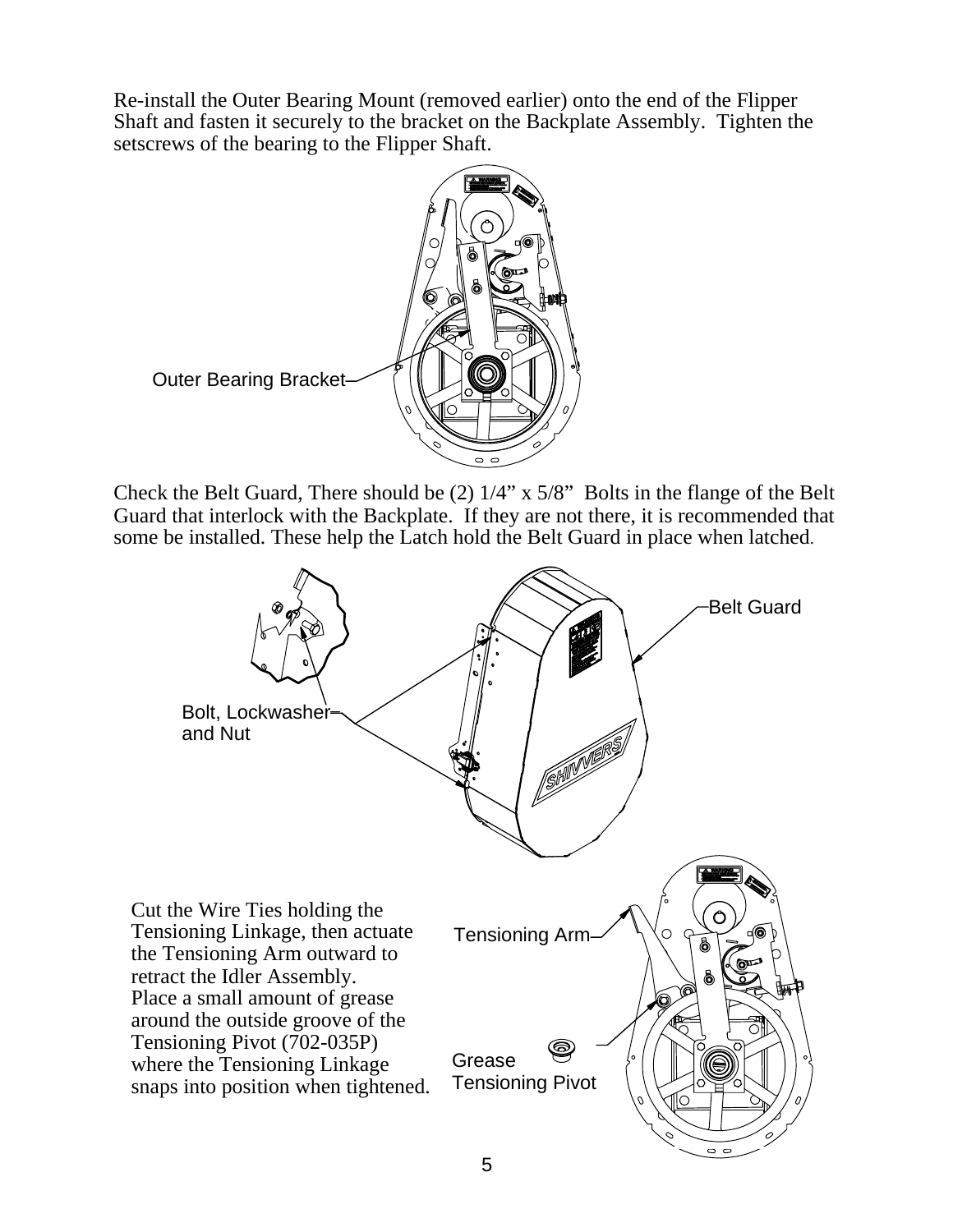Re-install the Outer Bearing Mount (removed earlier) onto the end of the Flipper Shaft and fasten it securely to the bracket on the Backplate Assembly. Tighten the setscrews of the bearing to the Flipper Shaft.

Outer Bearing Bracket

Check the Belt Guard, There should be (2) 1/4" x 5/8" Bolts in the flange of the Belt Guard that interlock with the Backplate. If they are not there, it is recommended that some be installed. These help the Latch hold the Belt Guard in place when latched.

Belt Guard

Bolt, Lockwasher and Nut

Cut the Wire Ties holding the Tensioning Linkage, then actuate the Tensioning Arm outward to retract the Idler Assembly. Place a small amount of grease around the outside groove of the Tensioning Pivot (702-035P) where the Tensioning Linkage snaps into position when tightened.

Tensioning Arm

Grease Tensioning Pivot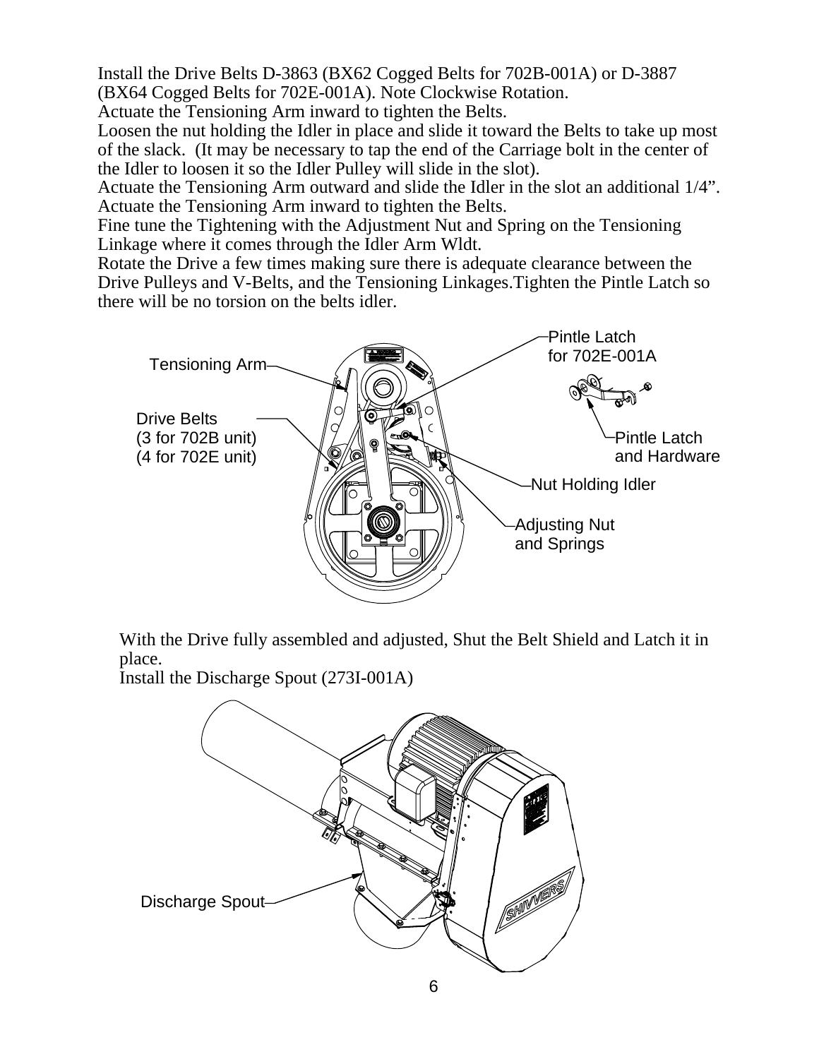Install the Drive Belts D-3863 (BX62 Cogged Belts for 702B-001A) or D-3887 (BX64 Cogged Belts for 702E-001A). Note Clockwise Rotation.
Actuate the Tensioning Arm inward to tighten the Belts.
Loosen the nut holding the Idler in place and slide it toward the Belts to take up most of the slack. (It may be necessary to tap the end of the Carriage bolt in the center of the Idler to loosen it so the Idler Pulley will slide in the slot).
Actuate the Tensioning Arm outward and slide the Idler in the slot an additional 1/4".
Actuate the Tensioning Arm inward to tighten the Belts.
Fine tune the Tightening with the Adjustment Nut and Spring on the Tensioning Linkage where it comes through the Idler Arm Wldt.
Rotate the Drive a few times making sure there is adequate clearance between the Drive Pulleys and V-Belts, and the Tensioning Linkages.Tighten the Pintle Latch so there will be no torsion on the belts idler.

Tensioning Arm

Drive Belts
(3 for 702B unit)
(4 for 702E unit)

Pintle Latch
for 702E-001A

Pintle Latch
and Hardware

Nut Holding Idler

Adjusting Nut
and Springs

With the Drive fully assembled and adjusted, Shut the Belt Shield and Latch it in place.
Install the Discharge Spout (273I-001A)

Discharge Spout